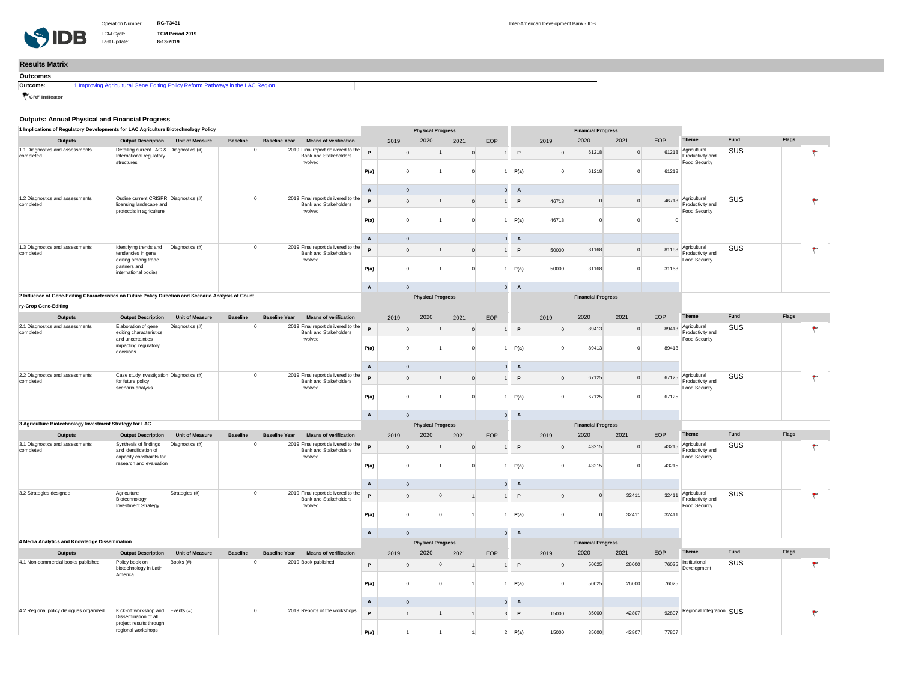Operation Number: **RG-T3431**
TCM Cycle: **TCM Period 2019**
Last Update: **8-13-2019**

Inter-American Development Bank - IDB

## Results Matrix

### Outcomes

**Outcome:** 1 Improving Agricultural Gene Editing Policy Reform Pathways in the LAC Region

CRF Indicator

### Outputs: Annual Physical and Financial Progress

**1 Implications of Regulatory Developments for LAC Agriculture Biotechnology Policy**

| Outputs | Output Description | Unit of Measure | Baseline | Baseline Year | Means of verification | | Physical Progress 2019 | 2020 | 2021 | EOP | | Financial Progress 2019 | 2020 | 2021 | EOP | Theme | Fund | Flags |
|---|---|---|---|---|---|---|---|---|---|---|---|---|---|---|---|---|---|---|
| 1.1 Diagnostics and assessments completed | Detailing current LAC & International regulatory structures | Diagnostics (#) | 0 | 2019 | Final report delivered to the Bank and Stakeholders Involved | P | 0 | 1 | 0 | 1 | P | 0 | 61218 | 0 | 61218 | Agricultural Productivity and Food Security | SUS | |
| | | | | | | P(a) | 0 | 1 | 0 | 1 | P(a) | 0 | 61218 | 0 | 61218 | | | |
| | | | | | | A | 0 | | | 0 | A | | | | | | | |
| 1.2 Diagnostics and assessments completed | Outline current CRISPR licensing landscape and protocols in agriculture | Diagnostics (#) | 0 | 2019 | Final report delivered to the Bank and Stakeholders Involved | P | 0 | 1 | 0 | 1 | P | 46718 | 0 | 0 | 46718 | Agricultural Productivity and Food Security | SUS | |
| | | | | | | P(a) | 0 | 1 | 0 | 1 | P(a) | 46718 | 0 | 0 | 0 | | | |
| | | | | | | A | 0 | | | 0 | A | | | | | | | |
| 1.3 Diagnostics and assessments completed | Identifying trends and tendencies in gene editing among trade partners and international bodies | Diagnostics (#) | 0 | 2019 | Final report delivered to the Bank and Stakeholders Involved | P | 0 | 1 | 0 | 1 | P | 50000 | 31168 | 0 | 81168 | Agricultural Productivity and Food Security | SUS | |
| | | | | | | P(a) | 0 | 1 | 0 | 1 | P(a) | 50000 | 31168 | 0 | 31168 | | | |
| | | | | | | A | 0 | | | 0 | A | | | | | | | |

**2 Influence of Gene-Editing Characteristics on Future Policy Direction and Scenario Analysis of Country-Crop Gene-Editing**

| Outputs | Output Description | Unit of Measure | Baseline | Baseline Year | Means of verification | | Physical Progress 2019 | 2020 | 2021 | EOP | | Financial Progress 2019 | 2020 | 2021 | EOP | Theme | Fund | Flags |
|---|---|---|---|---|---|---|---|---|---|---|---|---|---|---|---|---|---|---|
| 2.1 Diagnostics and assessments completed | Elaboration of gene editing characteristics and uncertainties impacting regulatory decisions | Diagnostics (#) | 0 | 2019 | Final report delivered to the Bank and Stakeholders Involved | P | 0 | 1 | 0 | 1 | P | 0 | 89413 | 0 | 89413 | Agricultural Productivity and Food Security | SUS | |
| | | | | | | P(a) | 0 | 1 | 0 | 1 | P(a) | 0 | 89413 | 0 | 89413 | | | |
| | | | | | | A | 0 | | | 0 | A | | | | | | | |
| 2.2 Diagnostics and assessments completed | Case study investigation for future policy scenario analysis | Diagnostics (#) | 0 | 2019 | Final report delivered to the Bank and Stakeholders Involved | P | 0 | 1 | 0 | 1 | P | 0 | 67125 | 0 | 67125 | Agricultural Productivity and Food Security | SUS | |
| | | | | | | P(a) | 0 | 1 | 0 | 1 | P(a) | 0 | 67125 | 0 | 67125 | | | |
| | | | | | | A | 0 | | | 0 | A | | | | | | | |

**3 Agriculture Biotechnology Investment Strategy for LAC**

| Outputs | Output Description | Unit of Measure | Baseline | Baseline Year | Means of verification | | Physical Progress 2019 | 2020 | 2021 | EOP | | Financial Progress 2019 | 2020 | 2021 | EOP | Theme | Fund | Flags |
|---|---|---|---|---|---|---|---|---|---|---|---|---|---|---|---|---|---|---|
| 3.1 Diagnostics and assessments completed | Synthesis of findings and identification of capacity constraints for research and evaluation | Diagnostics (#) | 0 | 2019 | Final report delivered to the Bank and Stakeholders Involved | P | 0 | 1 | 0 | 1 | P | 0 | 43215 | 0 | 43215 | Agricultural Productivity and Food Security | SUS | |
| | | | | | | P(a) | 0 | 1 | 0 | 1 | P(a) | 0 | 43215 | 0 | 43215 | | | |
| | | | | | | A | 0 | | | 0 | A | | | | | | | |
| 3.2 Strategies designed | Agriculture Biotechnology Investment Strategy | Strategies (#) | 0 | 2019 | Final report delivered to the Bank and Stakeholders Involved | P | 0 | 0 | 1 | 1 | P | 0 | 0 | 32411 | 32411 | Agricultural Productivity and Food Security | SUS | |
| | | | | | | P(a) | 0 | 0 | 1 | 1 | P(a) | 0 | 0 | 32411 | 32411 | | | |
| | | | | | | A | 0 | | | 0 | A | | | | | | | |

**4 Media Analytics and Knowledge Dissemination**

| Outputs | Output Description | Unit of Measure | Baseline | Baseline Year | Means of verification | | Physical Progress 2019 | 2020 | 2021 | EOP | | Financial Progress 2019 | 2020 | 2021 | EOP | Theme | Fund | Flags |
|---|---|---|---|---|---|---|---|---|---|---|---|---|---|---|---|---|---|---|
| 4.1 Non-commercial books published | Policy book on biotechnology in Latin America | Books (#) | 0 | 2019 | Book published | P | 0 | 0 | 1 | 1 | P | 0 | 50025 | 26000 | 76025 | Institutional Development | SUS | |
| | | | | | | P(a) | 0 | 0 | 1 | 1 | P(a) | 0 | 50025 | 26000 | 76025 | | | |
| | | | | | | A | 0 | | | 0 | A | | | | | | | |
| 4.2 Regional policy dialogues organized | Kick-off workshop and Dissemination of all project results through regional workshops | Events (#) | 0 | 2019 | Reports of the workshops | P | 1 | 1 | 1 | 3 | P | 15000 | 35000 | 42807 | 92807 | Regional Integration | SUS | |
| | | | | | | P(a) | 1 | 1 | 1 | 2 | P(a) | 15000 | 35000 | 42807 | 77807 | | | |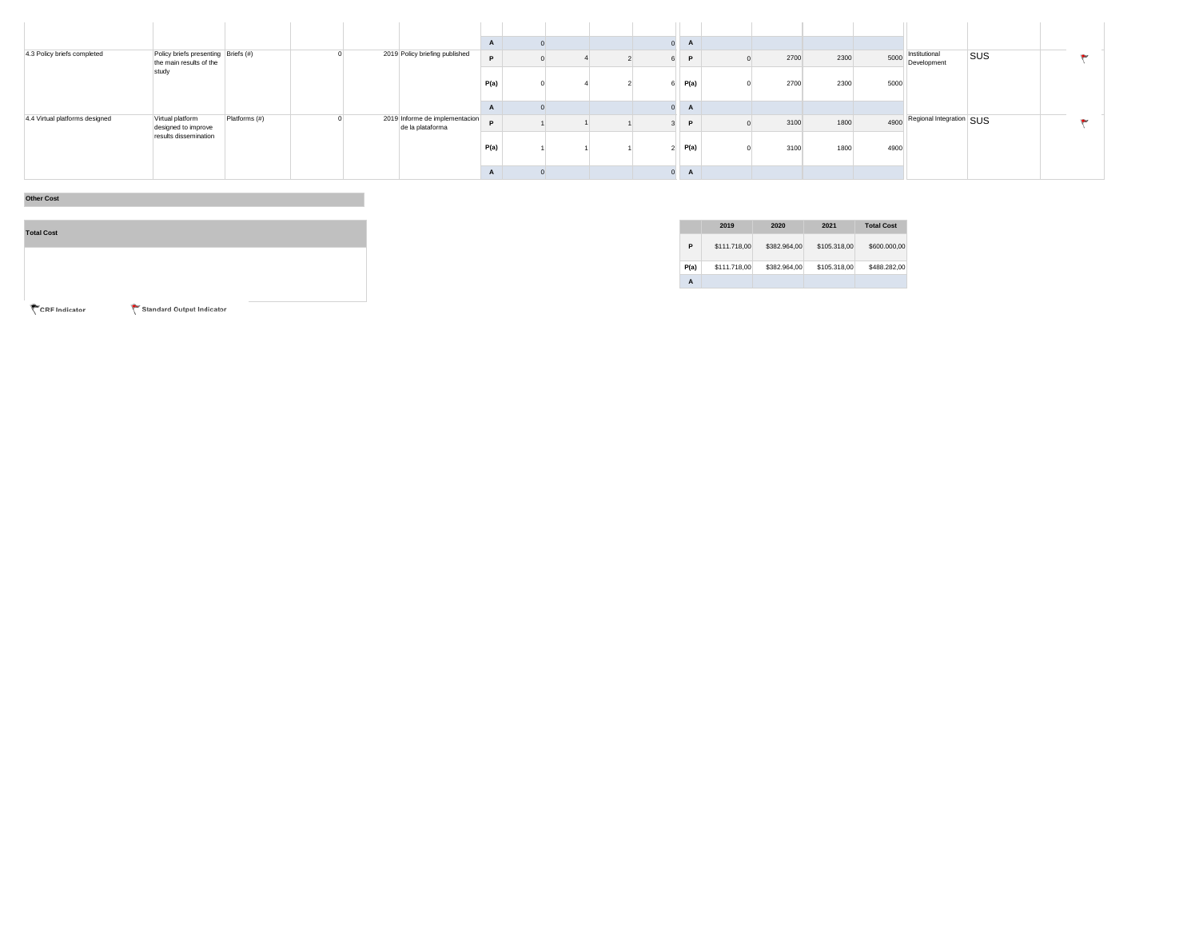| | | | | | | | | | | | | | | | | | | | | |
|---|---|---|---|---|---|---|---|---|---|---|---|---|---|---|---|---|---|---|---|---|
| | | | | | | A | 0 | | | 0 | A | | | | | | | | | |
| 4.3 Policy briefs completed | Policy briefs presenting the main results of the study | Briefs (#) | 0 | 2019 | Policy briefing published | P | 0 | 4 | 2 | 6 | P | 0 | 2700 | 2300 | 5000 | Institutional Development | SUS | | 🚩 |
| | | | | | | P(a) | 0 | 4 | 2 | 6 | P(a) | 0 | 2700 | 2300 | 5000 | | | | |
| | | | | | | A | 0 | | | 0 | A | | | | | | | | |
| 4.4 Virtual platforms designed | Virtual platform designed to improve results dissemination | Platforms (#) | 0 | 2019 | Informe de implementacion de la plataforma | P | 1 | 1 | 1 | 3 | P | 0 | 3100 | 1800 | 4900 | Regional Integration | SUS | | 🚩 |
| | | | | | | P(a) | 1 | 1 | 1 | 2 | P(a) | 0 | 3100 | 1800 | 4900 | | | | |
| | | | | | | A | 0 | | | 0 | A | | | | | | | | |

**Other Cost**

**Total Cost**

| | 2019 | 2020 | 2021 | Total Cost |
|---|---|---|---|---|
| P | $111.718,00 | $382.964,00 | $105.318,00 | $600.000,00 |
| P(a) | $111.718,00 | $382.964,00 | $105.318,00 | $488.282,00 |
| A | | | | |

CRF Indicator    Standard Output Indicator